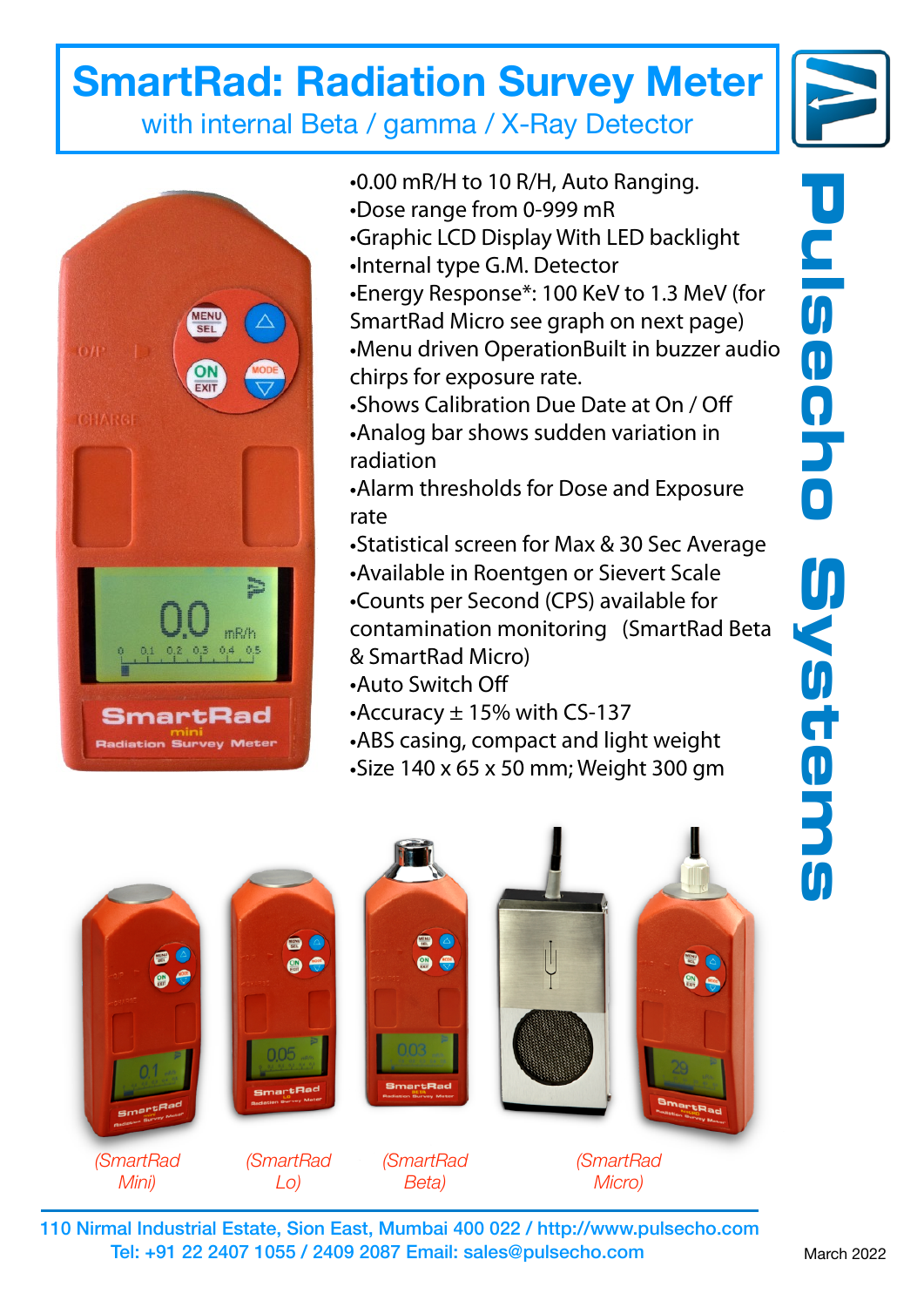# SmartRad: Radiation Survey Meter

## with internal Beta / gamma / X-Ray Detector

- 0.00 mR/H to 10 R/H, Auto Ranging.
- Dose range from 0-999 mR
- Graphic LCD Display With LED backlight
- Internal type G.M. Detector
- Energy Response*: 100 KeV to 1.3 MeV (for SmartRad Micro see graph on next page)
- Menu driven OperationBuilt in buzzer audio chirps for exposure rate.
- Shows Calibration Due Date at On / Off
- Analog bar shows sudden variation in radiation
- Alarm thresholds for Dose and Exposure rate
- Statistical screen for Max & 30 Sec Average
- Available in Roentgen or Sievert Scale
- Counts per Second (CPS) available for contamination monitoring (SmartRad Beta & SmartRad Micro)
- Auto Switch Off
- Accuracy ± 15% with CS-137
- ABS casing, compact and light weight
- Size 140 x 65 x 50 mm; Weight 300 gm

*(SmartRad Mini)* *(SmartRad Lo)* *(SmartRad Beta)* *(SmartRad Micro)*

**Pulsecho Systems**

110 Nirmal Industrial Estate, Sion East, Mumbai 400 022 / http://www.pulsecho.com
Tel: +91 22 2407 1055 / 2409 2087 Email: sales@pulsecho.com

March 2022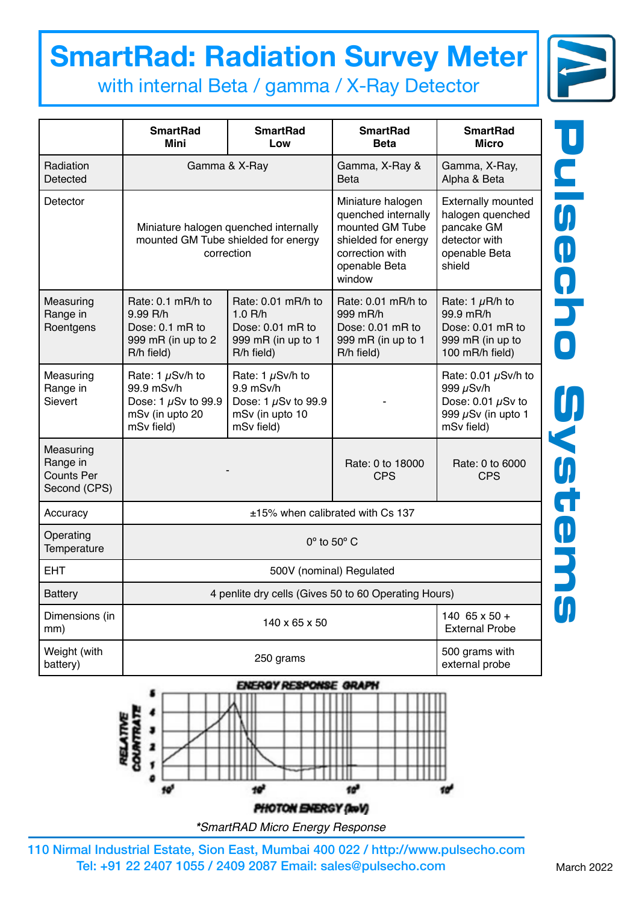# SmartRad: Radiation Survey Meter

## with internal Beta / gamma / X-Ray Detector

| | SmartRad Mini | SmartRad Low | SmartRad Beta | SmartRad Micro |
|---|---|---|---|---|
| Radiation Detected | Gamma & X-Ray | | Gamma, X-Ray & Beta | Gamma, X-Ray, Alpha & Beta |
| Detector | Miniature halogen quenched internally mounted GM Tube shielded for energy correction | | Miniature halogen quenched internally mounted GM Tube shielded for energy correction with openable Beta window | Externally mounted halogen quenched pancake GM detector with openable Beta shield |
| Measuring Range in Roentgens | Rate: 0.1 mR/h to 9.99 R/h<br>Dose: 0.1 mR to 999 mR (in up to 2 R/h field) | Rate: 0.01 mR/h to 1.0 R/h<br>Dose: 0.01 mR to 999 mR (in up to 1 R/h field) | Rate: 0.01 mR/h to 999 mR/h<br>Dose: 0.01 mR to 999 mR (in up to 1 R/h field) | Rate: 1 µR/h to 99.9 mR/h<br>Dose: 0.01 mR to 999 mR (in up to 100 mR/h field) |
| Measuring Range in Sievert | Rate: 1 µSv/h to 99.9 mSv/h<br>Dose: 1 µSv to 99.9 mSv (in upto 20 mSv field) | Rate: 1 µSv/h to 9.9 mSv/h<br>Dose: 1 µSv to 99.9 mSv (in upto 10 mSv field) | - | Rate: 0.01 µSv/h to 999 µSv/h<br>Dose: 0.01 µSv to 999 µSv (in upto 1 mSv field) |
| Measuring Range in Counts Per Second (CPS) | - | | Rate: 0 to 18000 CPS | Rate: 0 to 6000 CPS |
| Accuracy | ±15% when calibrated with Cs 137 | | | |
| Operating Temperature | 0° to 50° C | | | |
| EHT | 500V (nominal) Regulated | | | |
| Battery | 4 penlite dry cells (Gives 50 to 60 Operating Hours) | | | |
| Dimensions (in mm) | 140 x 65 x 50 | | | 140 65 x 50 + External Probe |
| Weight (with battery) | 250 grams | | | 500 grams with external probe |

ENERGY RESPONSE GRAPH

RELATIVE COUNTRATE

0 1 2 3 4 5

$10^1$ $10^2$ $10^3$ $10^4$

PHOTON ENERGY (keV)

*SmartRAD Micro Energy Response

110 Nirmal Industrial Estate, Sion East, Mumbai 400 022 / http://www.pulsecho.com
Tel: +91 22 2407 1055 / 2409 2087 Email: sales@pulsecho.com

Pulsecho Systems

March 2022